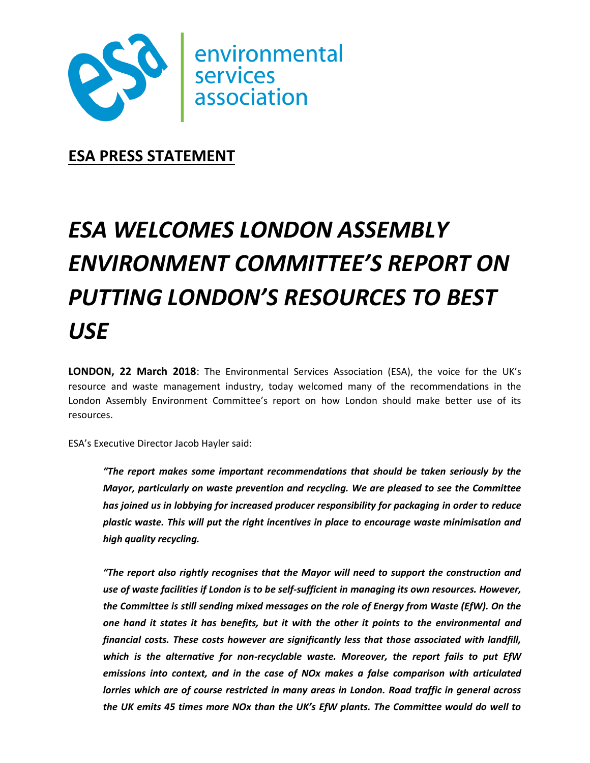environmental services association

**ESA PRESS STATEMENT**

# *ESA WELCOMES LONDON ASSEMBLY ENVIRONMENT COMMITTEE'S REPORT ON PUTTING LONDON'S RESOURCES TO BEST USE*

**LONDON, 22 March 2018**: The Environmental Services Association (ESA), the voice for the UK's resource and waste management industry, today welcomed many of the recommendations in the London Assembly Environment Committee's report on how London should make better use of its resources.

ESA's Executive Director Jacob Hayler said:

> ***"The report makes some important recommendations that should be taken seriously by the Mayor, particularly on waste prevention and recycling. We are pleased to see the Committee has joined us in lobbying for increased producer responsibility for packaging in order to reduce plastic waste. This will put the right incentives in place to encourage waste minimisation and high quality recycling.***
>
> ***"The report also rightly recognises that the Mayor will need to support the construction and use of waste facilities if London is to be self-sufficient in managing its own resources. However, the Committee is still sending mixed messages on the role of Energy from Waste (EfW). On the one hand it states it has benefits, but it with the other it points to the environmental and financial costs. These costs however are significantly less that those associated with landfill, which is the alternative for non-recyclable waste. Moreover, the report fails to put EfW emissions into context, and in the case of NOx makes a false comparison with articulated lorries which are of course restricted in many areas in London. Road traffic in general across the UK emits 45 times more NOx than the UK's EfW plants. The Committee would do well to***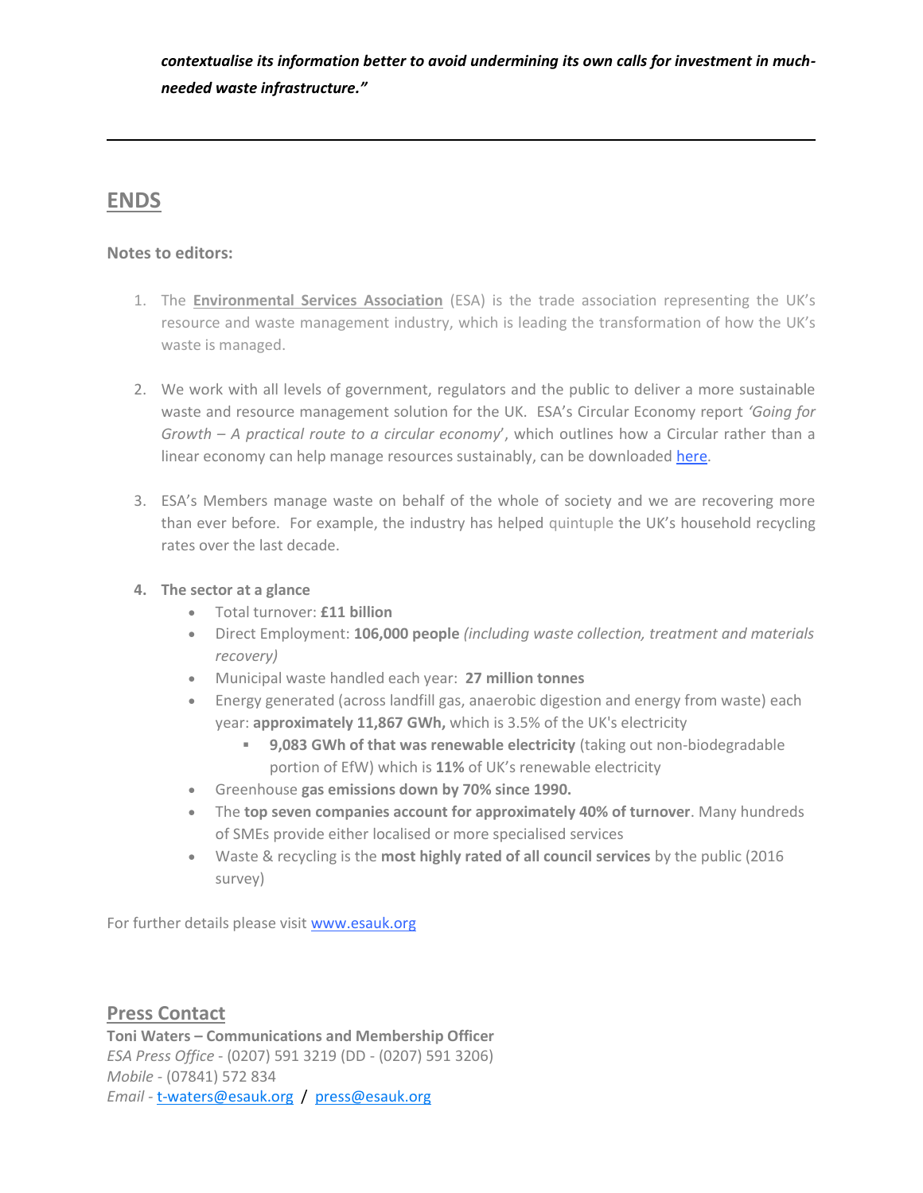***contextualise its information better to avoid undermining its own calls for investment in much-needed waste infrastructure."***

---

## ENDS

**Notes to editors:**

1. The **Environmental Services Association** (ESA) is the trade association representing the UK's resource and waste management industry, which is leading the transformation of how the UK's waste is managed.

2. We work with all levels of government, regulators and the public to deliver a more sustainable waste and resource management solution for the UK. ESA's Circular Economy report *'Going for Growth – A practical route to a circular economy*', which outlines how a Circular rather than a linear economy can help manage resources sustainably, can be downloaded here.

3. ESA's Members manage waste on behalf of the whole of society and we are recovering more than ever before. For example, the industry has helped quintuple the UK's household recycling rates over the last decade.

4. **The sector at a glance**
   - Total turnover: **£11 billion**
   - Direct Employment: **106,000 people** *(including waste collection, treatment and materials recovery)*
   - Municipal waste handled each year: **27 million tonnes**
   - Energy generated (across landfill gas, anaerobic digestion and energy from waste) each year: **approximately 11,867 GWh,** which is 3.5% of the UK's electricity
     - **9,083 GWh of that was renewable electricity** (taking out non-biodegradable portion of EfW) which is **11%** of UK's renewable electricity
   - Greenhouse **gas emissions down by 70% since 1990.**
   - The **top seven companies account for approximately 40% of turnover**. Many hundreds of SMEs provide either localised or more specialised services
   - Waste & recycling is the **most highly rated of all council services** by the public (2016 survey)

For further details please visit www.esauk.org

## Press Contact

**Toni Waters – Communications and Membership Officer**
*ESA Press Office* - (0207) 591 3219 (DD - (0207) 591 3206)
*Mobile* - (07841) 572 834
*Email* - t-waters@esauk.org / press@esauk.org